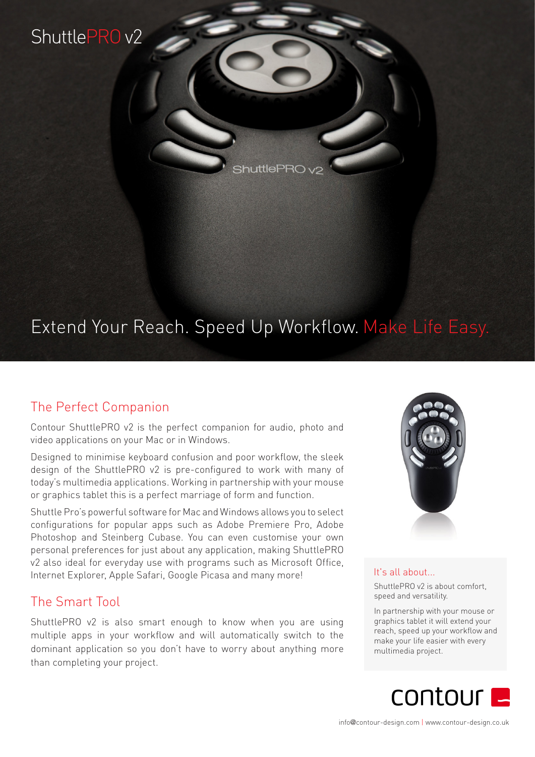# ShuttlePRO v2

## Extend Your Reach. Speed Up Workflow. Make Life Easy.

## The Perfect Companion

Contour ShuttlePRO v2 is the perfect companion for audio, photo and video applications on your Mac or in Windows.

Designed to minimise keyboard confusion and poor workflow, the sleek design of the ShuttlePRO v2 is pre-configured to work with many of today's multimedia applications. Working in partnership with your mouse or graphics tablet this is a perfect marriage of form and function.

Shuttle Pro's powerful software for Mac and Windows allows you to select configurations for popular apps such as Adobe Premiere Pro, Adobe Photoshop and Steinberg Cubase. You can even customise your own personal preferences for just about any application, making ShuttlePRO v2 also ideal for everyday use with programs such as Microsoft Office, Internet Explorer, Apple Safari, Google Picasa and many more!

## The Smart Tool

ShuttlePRO v2 is also smart enough to know when you are using multiple apps in your workflow and will automatically switch to the dominant application so you don't have to worry about anything more than completing your project.

### It's all about...

ShuttlePRO v2 is about comfort, speed and versatility.

In partnership with your mouse or graphics tablet it will extend your reach, speed up your workflow and make your life easier with every multimedia project.

contour

info@contour-design.com | www.contour-design.co.uk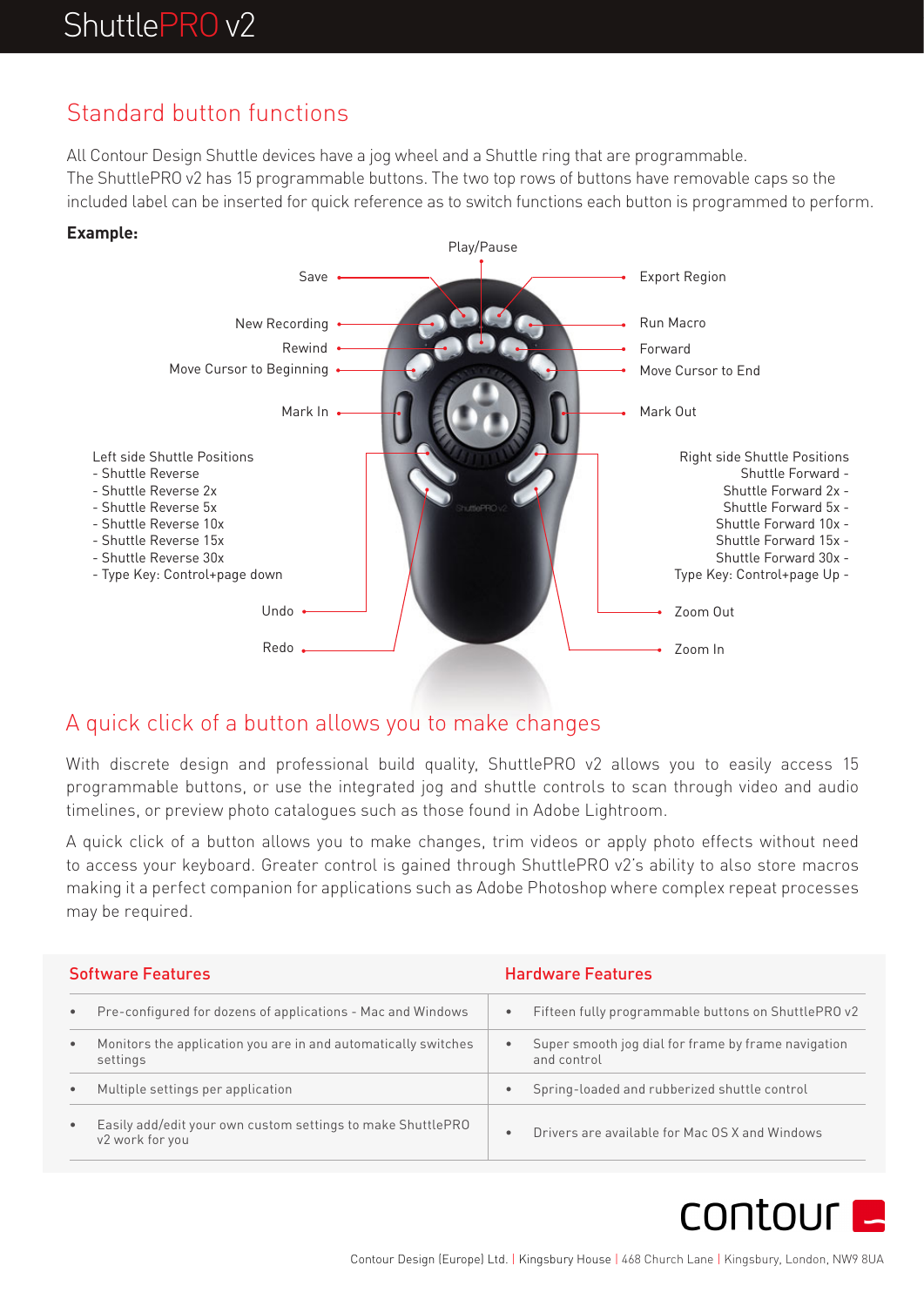# ShuttlePRO v2

## Standard button functions

All Contour Design Shuttle devices have a jog wheel and a Shuttle ring that are programmable.
The ShuttlePRO v2 has 15 programmable buttons. The two top rows of buttons have removable caps so the included label can be inserted for quick reference as to switch functions each button is programmed to perform.

**Example:**

Play/Pause

Save

Export Region

New Recording

Run Macro

Rewind

Forward

Move Cursor to Beginning

Move Cursor to End

Mark In

Mark Out

Left side Shuttle Positions
- Shuttle Reverse
- Shuttle Reverse 2x
- Shuttle Reverse 5x
- Shuttle Reverse 10x
- Shuttle Reverse 15x
- Shuttle Reverse 30x
- Type Key: Control+page down

Right side Shuttle Positions
Shuttle Forward -
Shuttle Forward 2x -
Shuttle Forward 5x -
Shuttle Forward 10x -
Shuttle Forward 15x -
Shuttle Forward 30x -
Type Key: Control+page Up -

Undo

Zoom Out

Redo

Zoom In

## A quick click of a button allows you to make changes

With discrete design and professional build quality, ShuttlePRO v2 allows you to easily access 15 programmable buttons, or use the integrated jog and shuttle controls to scan through video and audio timelines, or preview photo catalogues such as those found in Adobe Lightroom.

A quick click of a button allows you to make changes, trim videos or apply photo effects without need to access your keyboard. Greater control is gained through ShuttlePRO v2's ability to also store macros making it a perfect companion for applications such as Adobe Photoshop where complex repeat processes may be required.

| Software Features | Hardware Features |
|---|---|
| • Pre-configured for dozens of applications - Mac and Windows | • Fifteen fully programmable buttons on ShuttlePRO v2 |
| • Monitors the application you are in and automatically switches settings | • Super smooth jog dial for frame by frame navigation and control |
| • Multiple settings per application | • Spring-loaded and rubberized shuttle control |
| • Easily add/edit your own custom settings to make ShuttlePRO v2 work for you | • Drivers are available for Mac OS X and Windows |

contour

Contour Design (Europe) Ltd. | Kingsbury House | 468 Church Lane | Kingsbury, London, NW9 8UA